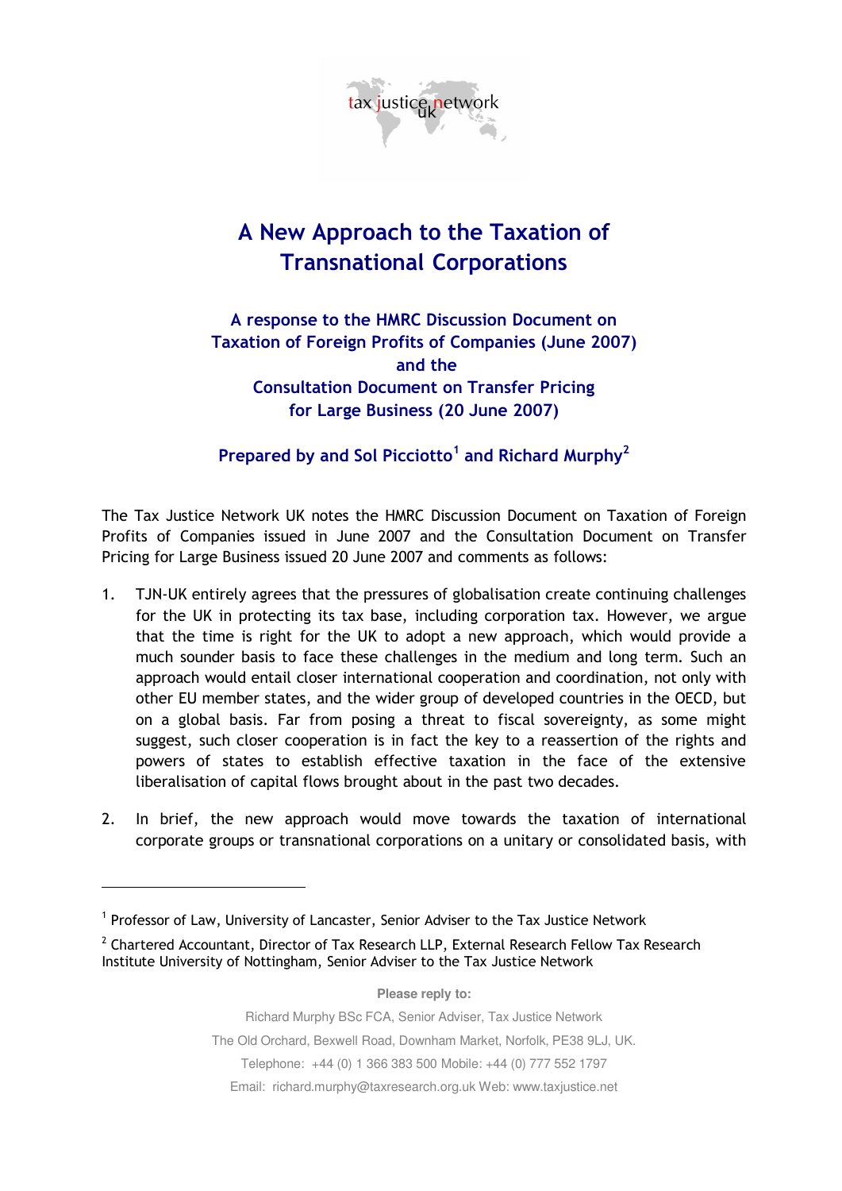tax justice network uk

# A New Approach to the Taxation of Transnational Corporations

## A response to the HMRC Discussion Document on Taxation of Foreign Profits of Companies (June 2007) and the Consultation Document on Transfer Pricing for Large Business (20 June 2007)

### Prepared by and Sol Picciotto[1] and Richard Murphy[2]

The Tax Justice Network UK notes the HMRC Discussion Document on Taxation of Foreign Profits of Companies issued in June 2007 and the Consultation Document on Transfer Pricing for Large Business issued 20 June 2007 and comments as follows:

1. TJN-UK entirely agrees that the pressures of globalisation create continuing challenges for the UK in protecting its tax base, including corporation tax. However, we argue that the time is right for the UK to adopt a new approach, which would provide a much sounder basis to face these challenges in the medium and long term. Such an approach would entail closer international cooperation and coordination, not only with other EU member states, and the wider group of developed countries in the OECD, but on a global basis. Far from posing a threat to fiscal sovereignty, as some might suggest, such closer cooperation is in fact the key to a reassertion of the rights and powers of states to establish effective taxation in the face of the extensive liberalisation of capital flows brought about in the past two decades.

2. In brief, the new approach would move towards the taxation of international corporate groups or transnational corporations on a unitary or consolidated basis, with

---

[1] Professor of Law, University of Lancaster, Senior Adviser to the Tax Justice Network

[2] Chartered Accountant, Director of Tax Research LLP, External Research Fellow Tax Research Institute University of Nottingham, Senior Adviser to the Tax Justice Network

**Please reply to:**

Richard Murphy BSc FCA, Senior Adviser, Tax Justice Network

The Old Orchard, Bexwell Road, Downham Market, Norfolk, PE38 9LJ, UK.

Telephone: +44 (0) 1 366 383 500 Mobile: +44 (0) 777 552 1797

Email: richard.murphy@taxresearch.org.uk Web: www.taxjustice.net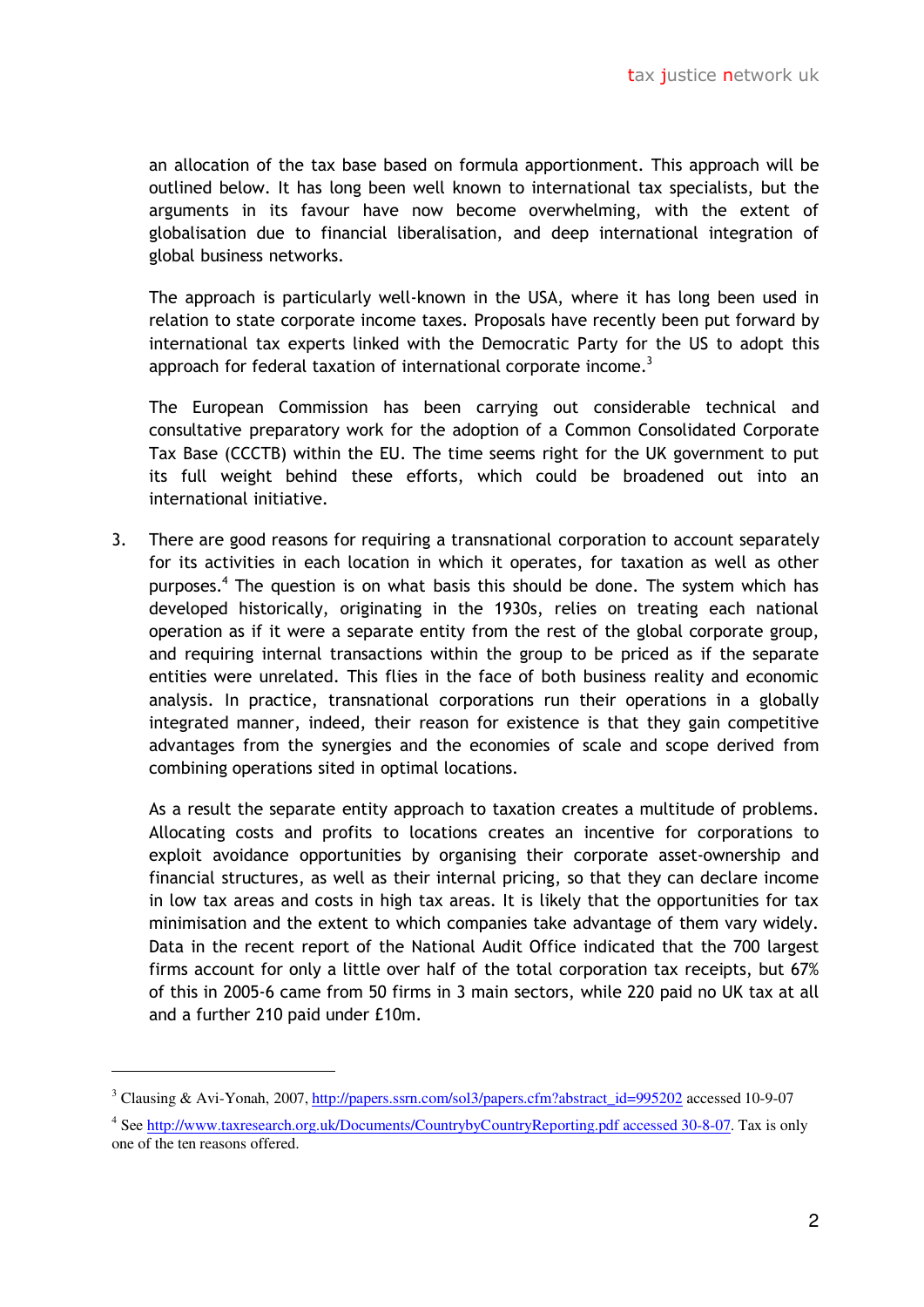an allocation of the tax base based on formula apportionment. This approach will be outlined below. It has long been well known to international tax specialists, but the arguments in its favour have now become overwhelming, with the extent of globalisation due to financial liberalisation, and deep international integration of global business networks.

The approach is particularly well-known in the USA, where it has long been used in relation to state corporate income taxes. Proposals have recently been put forward by international tax experts linked with the Democratic Party for the US to adopt this approach for federal taxation of international corporate income.[3]

The European Commission has been carrying out considerable technical and consultative preparatory work for the adoption of a Common Consolidated Corporate Tax Base (CCCTB) within the EU. The time seems right for the UK government to put its full weight behind these efforts, which could be broadened out into an international initiative.

3. There are good reasons for requiring a transnational corporation to account separately for its activities in each location in which it operates, for taxation as well as other purposes.[4] The question is on what basis this should be done. The system which has developed historically, originating in the 1930s, relies on treating each national operation as if it were a separate entity from the rest of the global corporate group, and requiring internal transactions within the group to be priced as if the separate entities were unrelated. This flies in the face of both business reality and economic analysis. In practice, transnational corporations run their operations in a globally integrated manner, indeed, their reason for existence is that they gain competitive advantages from the synergies and the economies of scale and scope derived from combining operations sited in optimal locations.

   As a result the separate entity approach to taxation creates a multitude of problems. Allocating costs and profits to locations creates an incentive for corporations to exploit avoidance opportunities by organising their corporate asset-ownership and financial structures, as well as their internal pricing, so that they can declare income in low tax areas and costs in high tax areas. It is likely that the opportunities for tax minimisation and the extent to which companies take advantage of them vary widely. Data in the recent report of the National Audit Office indicated that the 700 largest firms account for only a little over half of the total corporation tax receipts, but 67% of this in 2005-6 came from 50 firms in 3 main sectors, while 220 paid no UK tax at all and a further 210 paid under £10m.

---

[3] Clausing & Avi-Yonah, 2007, http://papers.ssrn.com/sol3/papers.cfm?abstract_id=995202 accessed 10-9-07

[4] See http://www.taxresearch.org.uk/Documents/CountrybyCountryReporting.pdf accessed 30-8-07. Tax is only one of the ten reasons offered.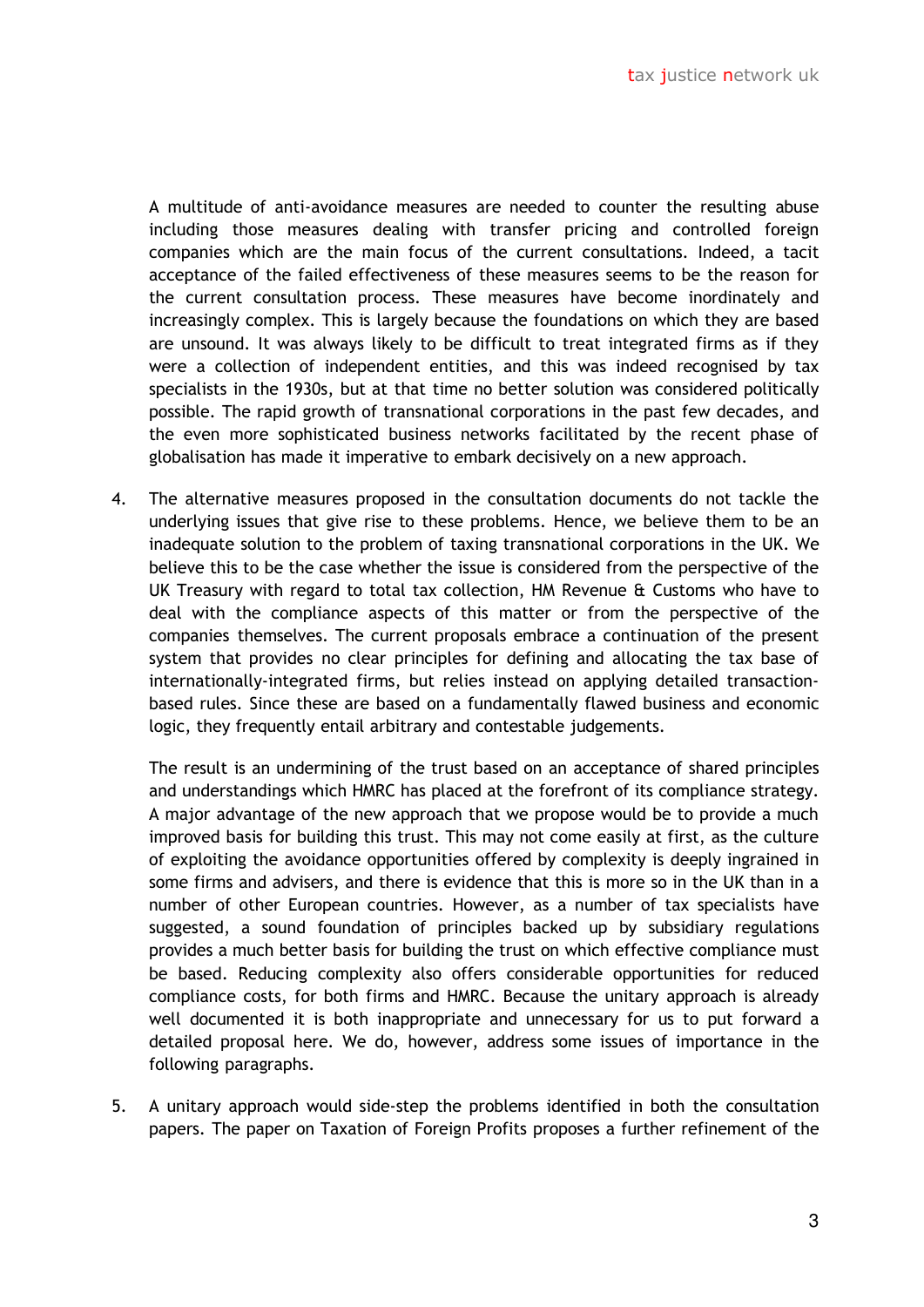A multitude of anti-avoidance measures are needed to counter the resulting abuse including those measures dealing with transfer pricing and controlled foreign companies which are the main focus of the current consultations. Indeed, a tacit acceptance of the failed effectiveness of these measures seems to be the reason for the current consultation process. These measures have become inordinately and increasingly complex. This is largely because the foundations on which they are based are unsound. It was always likely to be difficult to treat integrated firms as if they were a collection of independent entities, and this was indeed recognised by tax specialists in the 1930s, but at that time no better solution was considered politically possible. The rapid growth of transnational corporations in the past few decades, and the even more sophisticated business networks facilitated by the recent phase of globalisation has made it imperative to embark decisively on a new approach.

4. The alternative measures proposed in the consultation documents do not tackle the underlying issues that give rise to these problems. Hence, we believe them to be an inadequate solution to the problem of taxing transnational corporations in the UK. We believe this to be the case whether the issue is considered from the perspective of the UK Treasury with regard to total tax collection, HM Revenue & Customs who have to deal with the compliance aspects of this matter or from the perspective of the companies themselves. The current proposals embrace a continuation of the present system that provides no clear principles for defining and allocating the tax base of internationally-integrated firms, but relies instead on applying detailed transaction-based rules. Since these are based on a fundamentally flawed business and economic logic, they frequently entail arbitrary and contestable judgements.

   The result is an undermining of the trust based on an acceptance of shared principles and understandings which HMRC has placed at the forefront of its compliance strategy. A major advantage of the new approach that we propose would be to provide a much improved basis for building this trust. This may not come easily at first, as the culture of exploiting the avoidance opportunities offered by complexity is deeply ingrained in some firms and advisers, and there is evidence that this is more so in the UK than in a number of other European countries. However, as a number of tax specialists have suggested, a sound foundation of principles backed up by subsidiary regulations provides a much better basis for building the trust on which effective compliance must be based. Reducing complexity also offers considerable opportunities for reduced compliance costs, for both firms and HMRC. Because the unitary approach is already well documented it is both inappropriate and unnecessary for us to put forward a detailed proposal here. We do, however, address some issues of importance in the following paragraphs.

5. A unitary approach would side-step the problems identified in both the consultation papers. The paper on Taxation of Foreign Profits proposes a further refinement of the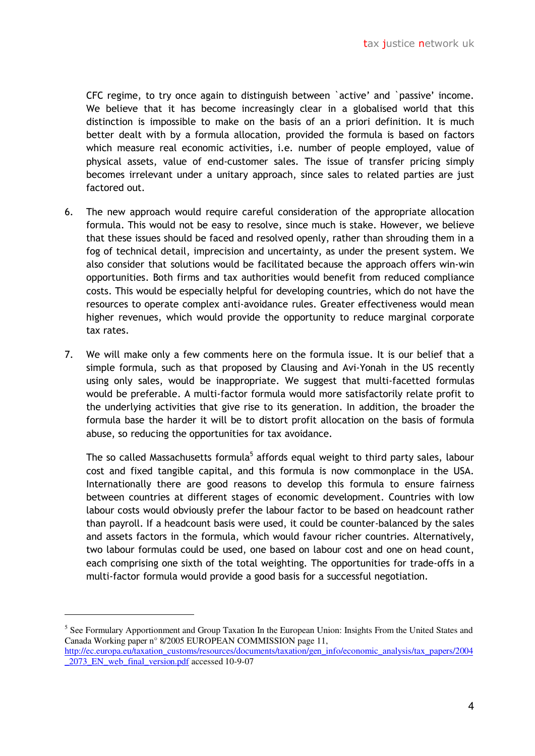CFC regime, to try once again to distinguish between `active' and `passive' income. We believe that it has become increasingly clear in a globalised world that this distinction is impossible to make on the basis of an a priori definition. It is much better dealt with by a formula allocation, provided the formula is based on factors which measure real economic activities, i.e. number of people employed, value of physical assets, value of end-customer sales. The issue of transfer pricing simply becomes irrelevant under a unitary approach, since sales to related parties are just factored out.

6. The new approach would require careful consideration of the appropriate allocation formula. This would not be easy to resolve, since much is stake. However, we believe that these issues should be faced and resolved openly, rather than shrouding them in a fog of technical detail, imprecision and uncertainty, as under the present system. We also consider that solutions would be facilitated because the approach offers win-win opportunities. Both firms and tax authorities would benefit from reduced compliance costs. This would be especially helpful for developing countries, which do not have the resources to operate complex anti-avoidance rules. Greater effectiveness would mean higher revenues, which would provide the opportunity to reduce marginal corporate tax rates.

7. We will make only a few comments here on the formula issue. It is our belief that a simple formula, such as that proposed by Clausing and Avi-Yonah in the US recently using only sales, would be inappropriate. We suggest that multi-facetted formulas would be preferable. A multi-factor formula would more satisfactorily relate profit to the underlying activities that give rise to its generation. In addition, the broader the formula base the harder it will be to distort profit allocation on the basis of formula abuse, so reducing the opportunities for tax avoidance.

   The so called Massachusetts formula[5] affords equal weight to third party sales, labour cost and fixed tangible capital, and this formula is now commonplace in the USA. Internationally there are good reasons to develop this formula to ensure fairness between countries at different stages of economic development. Countries with low labour costs would obviously prefer the labour factor to be based on headcount rather than payroll. If a headcount basis were used, it could be counter-balanced by the sales and assets factors in the formula, which would favour richer countries. Alternatively, two labour formulas could be used, one based on labour cost and one on head count, each comprising one sixth of the total weighting. The opportunities for trade-offs in a multi-factor formula would provide a good basis for a successful negotiation.

---

[5] See Formulary Apportionment and Group Taxation In the European Union: Insights From the United States and Canada Working paper n° 8/2005 EUROPEAN COMMISSION page 11, http://ec.europa.eu/taxation_customs/resources/documents/taxation/gen_info/economic_analysis/tax_papers/2004_2073_EN_web_final_version.pdf accessed 10-9-07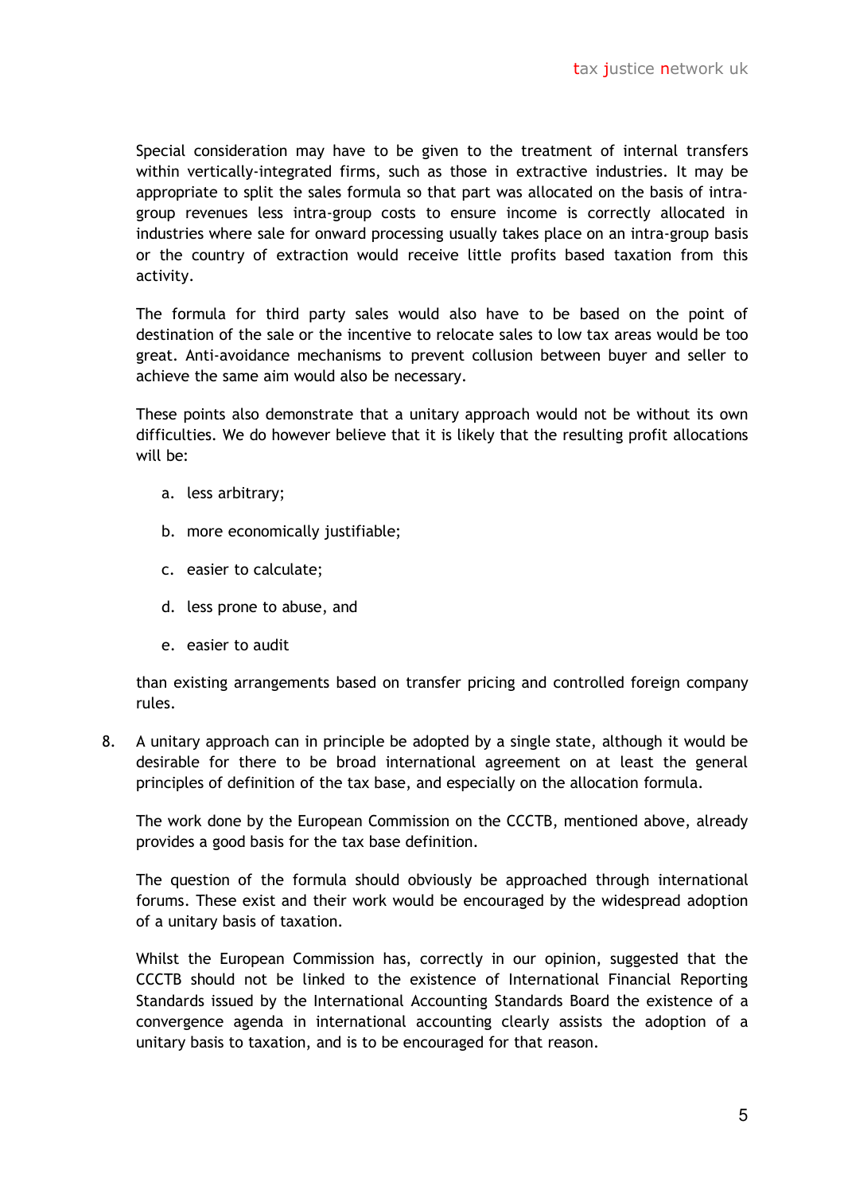Special consideration may have to be given to the treatment of internal transfers within vertically-integrated firms, such as those in extractive industries. It may be appropriate to split the sales formula so that part was allocated on the basis of intra-group revenues less intra-group costs to ensure income is correctly allocated in industries where sale for onward processing usually takes place on an intra-group basis or the country of extraction would receive little profits based taxation from this activity.

The formula for third party sales would also have to be based on the point of destination of the sale or the incentive to relocate sales to low tax areas would be too great. Anti-avoidance mechanisms to prevent collusion between buyer and seller to achieve the same aim would also be necessary.

These points also demonstrate that a unitary approach would not be without its own difficulties. We do however believe that it is likely that the resulting profit allocations will be:

a. less arbitrary;

b. more economically justifiable;

c. easier to calculate;

d. less prone to abuse, and

e. easier to audit

than existing arrangements based on transfer pricing and controlled foreign company rules.

8. A unitary approach can in principle be adopted by a single state, although it would be desirable for there to be broad international agreement on at least the general principles of definition of the tax base, and especially on the allocation formula.

   The work done by the European Commission on the CCCTB, mentioned above, already provides a good basis for the tax base definition.

   The question of the formula should obviously be approached through international forums. These exist and their work would be encouraged by the widespread adoption of a unitary basis of taxation.

   Whilst the European Commission has, correctly in our opinion, suggested that the CCCTB should not be linked to the existence of International Financial Reporting Standards issued by the International Accounting Standards Board the existence of a convergence agenda in international accounting clearly assists the adoption of a unitary basis to taxation, and is to be encouraged for that reason.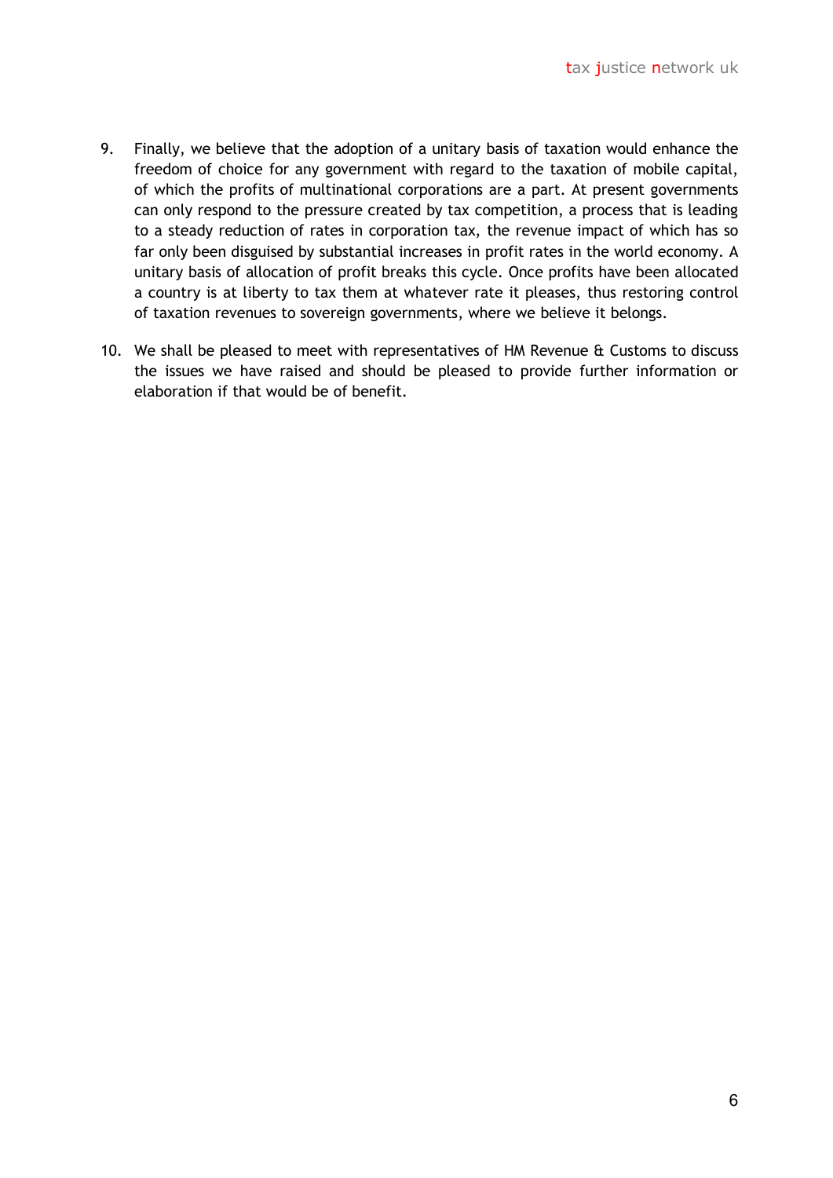9. Finally, we believe that the adoption of a unitary basis of taxation would enhance the freedom of choice for any government with regard to the taxation of mobile capital, of which the profits of multinational corporations are a part. At present governments can only respond to the pressure created by tax competition, a process that is leading to a steady reduction of rates in corporation tax, the revenue impact of which has so far only been disguised by substantial increases in profit rates in the world economy. A unitary basis of allocation of profit breaks this cycle. Once profits have been allocated a country is at liberty to tax them at whatever rate it pleases, thus restoring control of taxation revenues to sovereign governments, where we believe it belongs.

10. We shall be pleased to meet with representatives of HM Revenue & Customs to discuss the issues we have raised and should be pleased to provide further information or elaboration if that would be of benefit.